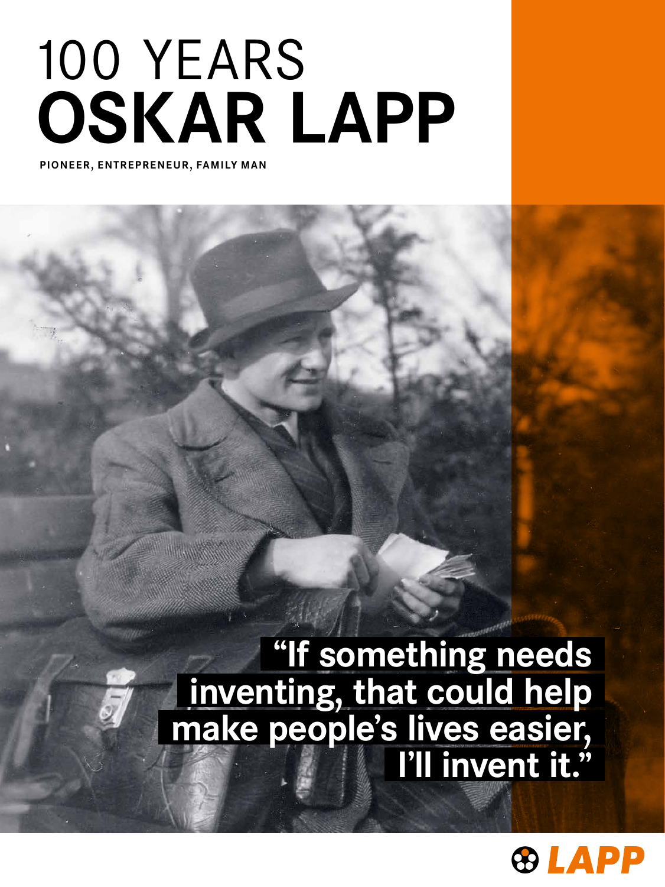# 100 YEARS OSKAR LAPP

**PIONEER, ENTREPRENEUR, FAMILY MAN**

**"If something needs inventing, that could help make people's lives easier, I'll invent it."**

LAPP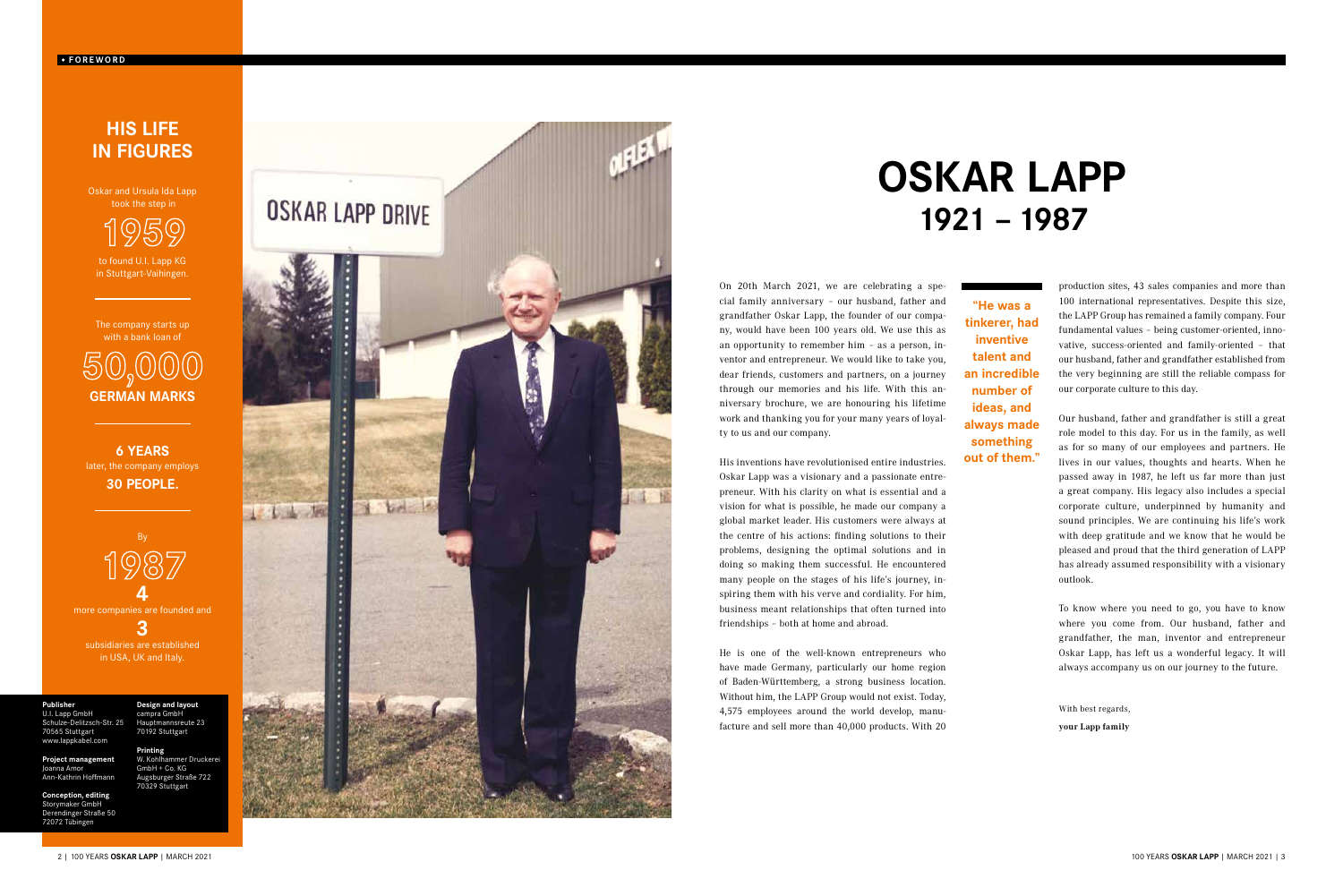FOREWORD

## HIS LIFE IN FIGURES

Oskar and Ursula Ida Lapp took the step in

**1959**

to found U.I. Lapp KG in Stuttgart-Vaihingen.

The company starts up with a bank loan of

**50,000 GERMAN MARKS**

**6 YEARS** later, the company employs **30 PEOPLE.**

By **1987**

**4** more companies are founded and

**3** subsidiaries are established in USA, UK and Italy.

**Publisher**
U.I. Lapp GmbH
Schulze-Delitzsch-Str. 25
70565 Stuttgart
www.lappkabel.com

**Project management**
Joanna Amor
Ann-Kathrin Hoffmann

**Conception, editing**
Storymaker GmbH
Derendinger Straße 50
72072 Tübingen

**Design and layout**
campra GmbH
Hauptmannsreute 23
70192 Stuttgart

**Printing**
W. Kohlhammer Druckerei GmbH + Co. KG
Augsburger Straße 722
70329 Stuttgart

# OSKAR LAPP
## 1921 – 1987

On 20th March 2021, we are celebrating a special family anniversary – our husband, father and grandfather Oskar Lapp, the founder of our company, would have been 100 years old. We use this as an opportunity to remember him – as a person, inventor and entrepreneur. We would like to take you, dear friends, customers and partners, on a journey through our memories and his life. With this anniversary brochure, we are honouring his lifetime work and thanking you for your many years of loyalty to us and our company.

His inventions have revolutionised entire industries. Oskar Lapp was a visionary and a passionate entrepreneur. With his clarity on what is essential and a vision for what is possible, he made our company a global market leader. His customers were always at the centre of his actions: finding solutions to their problems, designing the optimal solutions and in doing so making them successful. He encountered many people on the stages of his life's journey, inspiring them with his verve and cordiality. For him, business meant relationships that often turned into friendships – both at home and abroad.

He is one of the well-known entrepreneurs who have made Germany, particularly our home region of Baden-Württemberg, a strong business location. Without him, the LAPP Group would not exist. Today, 4,575 employees around the world develop, manufacture and sell more than 40,000 products. With 20 production sites, 43 sales companies and more than 100 international representatives. Despite this size, the LAPP Group has remained a family company. Four fundamental values – being customer-oriented, innovative, success-oriented and family-oriented – that our husband, father and grandfather established from the very beginning are still the reliable compass for our corporate culture to this day.

**"He was a tinkerer, had inventive talent and an incredible number of ideas, and always made something out of them."**

Our husband, father and grandfather is still a great role model to this day. For us in the family, as well as for so many of our employees and partners. He lives in our values, thoughts and hearts. When he passed away in 1987, he left us far more than just a great company. His legacy also includes a special corporate culture, underpinned by humanity and sound principles. We are continuing his life's work with deep gratitude and we know that he would be pleased and proud that the third generation of LAPP has already assumed responsibility with a visionary outlook.

To know where you need to go, you have to know where you come from. Our husband, father and grandfather, the man, inventor and entrepreneur Oskar Lapp, has left us a wonderful legacy. It will always accompany us on our journey to the future.

With best regards,

**your Lapp family**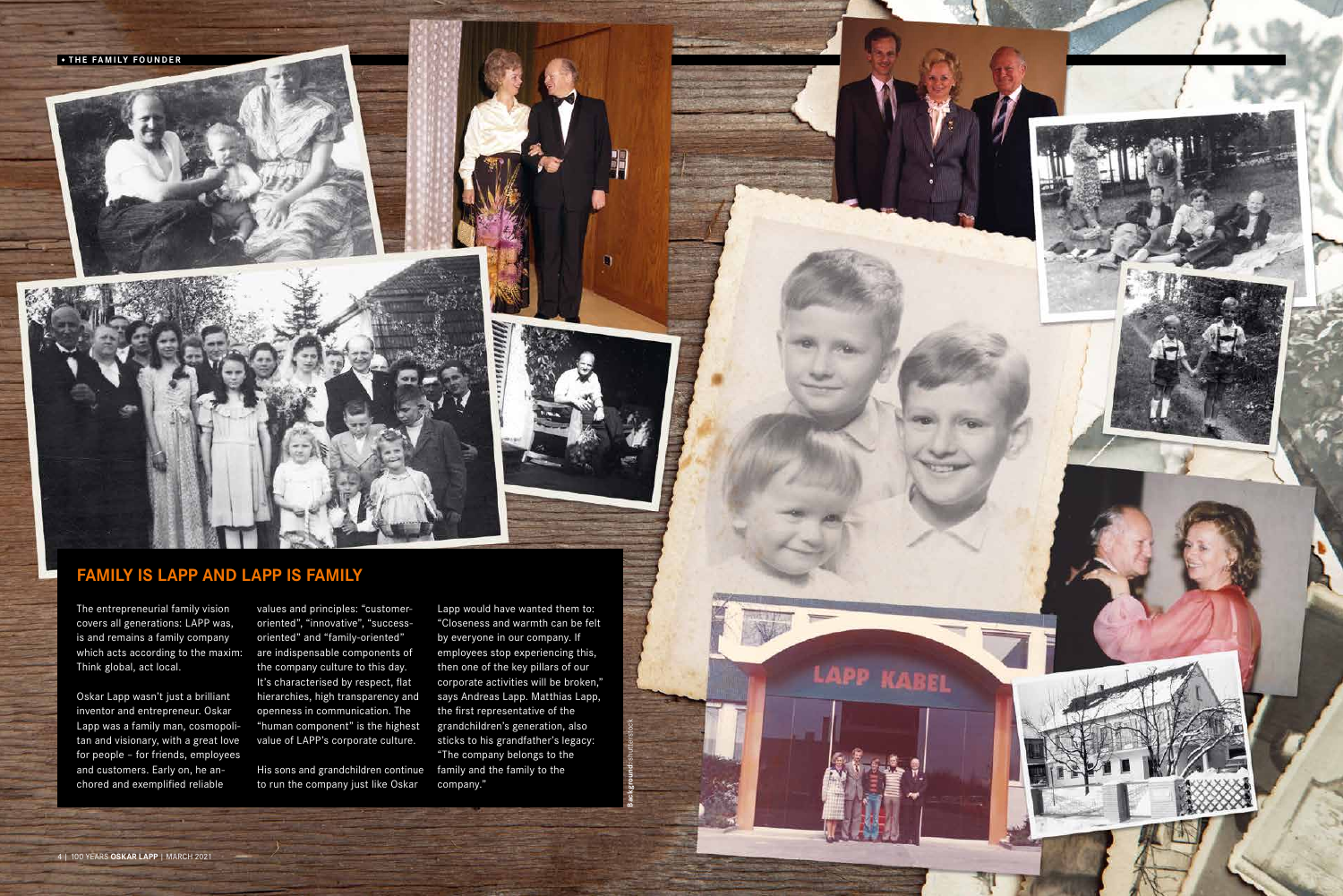## FAMILY IS LAPP AND LAPP IS FAMILY

The entrepreneurial family vision covers all generations: LAPP was, is and remains a family company which acts according to the maxim: Think global, act local.

Oskar Lapp wasn't just a brilliant inventor and entrepreneur. Oskar Lapp was a family man, cosmopolitan and visionary, with a great love for people – for friends, employees and customers. Early on, he anchored and exemplified reliable values and principles: "customer-oriented", "innovative", "success-oriented" and "family-oriented" are indispensable components of the company culture to this day. It's characterised by respect, flat hierarchies, high transparency and openness in communication. The "human component" is the highest value of LAPP's corporate culture.

His sons and grandchildren continue to run the company just like Oskar Lapp would have wanted them to: "Closeness and warmth can be felt by everyone in our company. If employees stop experiencing this, then one of the key pillars of our corporate activities will be broken," says Andreas Lapp. Matthias Lapp, the first representative of the grandchildren's generation, also sticks to his grandfather's legacy: "The company belongs to the family and the family to the company."

Background: shutterstock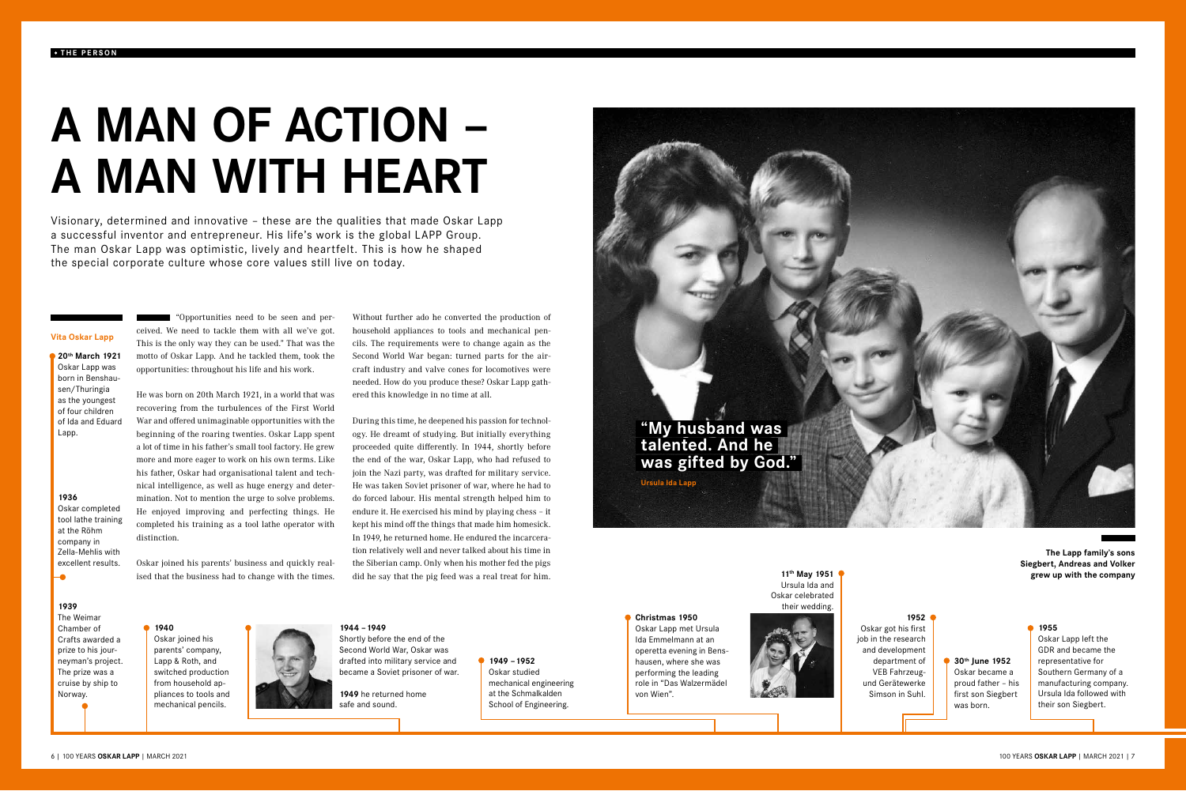# A MAN OF ACTION – A MAN WITH HEART

Visionary, determined and innovative – these are the qualities that made Oskar Lapp a successful inventor and entrepreneur. His life's work is the global LAPP Group. The man Oskar Lapp was optimistic, lively and heartfelt. This is how he shaped the special corporate culture whose core values still live on today.

"Opportunities need to be seen and perceived. We need to tackle them with all we've got. This is the only way they can be used." That was the motto of Oskar Lapp. And he tackled them, took the opportunities: throughout his life and his work.

He was born on 20th March 1921, in a world that was recovering from the turbulences of the First World War and offered unimaginable opportunities with the beginning of the roaring twenties. Oskar Lapp spent a lot of time in his father's small tool factory. He grew more and more eager to work on his own terms. Like his father, Oskar had organisational talent and technical intelligence, as well as huge energy and determination. Not to mention the urge to solve problems. He enjoyed improving and perfecting things. He completed his training as a tool lathe operator with distinction.

Oskar joined his parents' business and quickly realised that the business had to change with the times. Without further ado he converted the production of household appliances to tools and mechanical pencils. The requirements were to change again as the Second World War began: turned parts for the aircraft industry and valve cones for locomotives were needed. How do you produce these? Oskar Lapp gathered this knowledge in no time at all.

During this time, he deepened his passion for technology. He dreamt of studying. But initially everything proceeded quite differently. In 1944, shortly before the end of the war, Oskar Lapp, who had refused to join the Nazi party, was drafted for military service. He was taken Soviet prisoner of war, where he had to do forced labour. His mental strength helped him to endure it. He exercised his mind by playing chess – it kept his mind off the things that made him homesick. In 1949, he returned home. He endured the incarceration relatively well and never talked about his time in the Siberian camp. Only when his mother fed the pigs did he say that the pig feed was a real treat for him.

**"My husband was talented. And he was gifted by God."**

Ursula Ida Lapp

**The Lapp family's sons Siegbert, Andreas and Volker grew up with the company**

### Vita Oskar Lapp

**20th March 1921**
Oskar Lapp was born in Benshausen/Thuringia as the youngest of four children of Ida and Eduard Lapp.

**1936**
Oskar completed tool lathe training at the Röhm company in Zella-Mehlis with excellent results.

**1939**
The Weimar Chamber of Crafts awarded a prize to his journeyman's project. The prize was a cruise by ship to Norway.

**1940**
Oskar joined his parents' company, Lapp & Roth, and switched production from household appliances to tools and mechanical pencils.

**1944 – 1949**
Shortly before the end of the Second World War, Oskar was drafted into military service and became a Soviet prisoner of war.

**1949** he returned home safe and sound.

**1949 – 1952**
Oskar studied mechanical engineering at the Schmalkalden School of Engineering.

**Christmas 1950**
Oskar Lapp met Ursula Ida Emmelmann at an operetta evening in Benshausen, where she was performing the leading role in "Das Walzermädel von Wien".

**11th May 1951**
Ursula Ida and Oskar celebrated their wedding.

**1952**
Oskar got his first job in the research and development department of VEB Fahrzeug- und Gerätewerke Simson in Suhl.

**30th June 1952**
Oskar became a proud father – his first son Siegbert was born.

**1955**
Oskar Lapp left the GDR and became the representative for Southern Germany of a manufacturing company. Ursula Ida followed with their son Siegbert.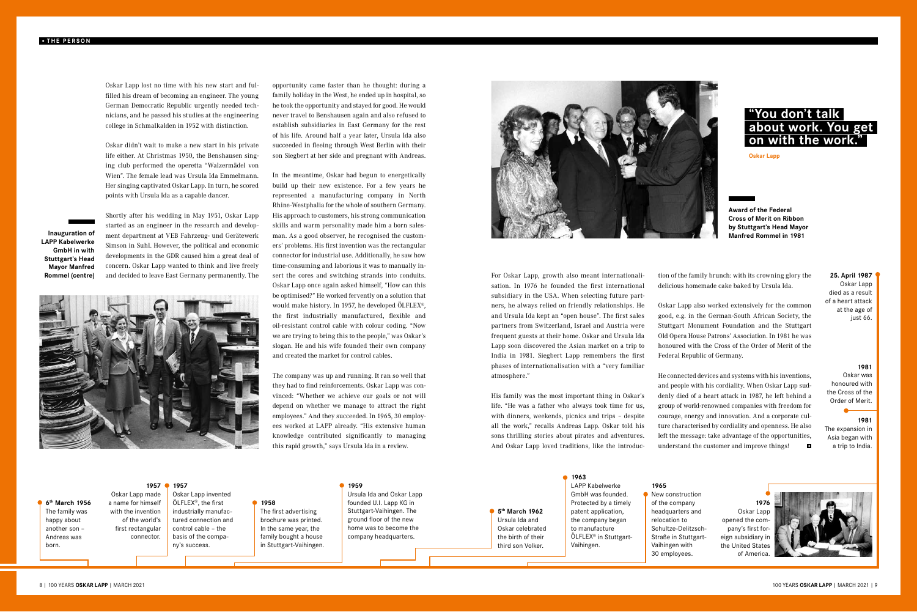Oskar Lapp lost no time with his new start and fulfilled his dream of becoming an engineer. The young German Democratic Republic urgently needed technicians, and he passed his studies at the engineering college in Schmalkalden in 1952 with distinction.

Oskar didn't wait to make a new start in his private life either. At Christmas 1950, the Benshausen singing club performed the operetta "Walzermädel von Wien". The female lead was Ursula Ida Emmelmann. Her singing captivated Oskar Lapp. In turn, he scored points with Ursula Ida as a capable dancer.

Shortly after his wedding in May 1951, Oskar Lapp started as an engineer in the research and development department at VEB Fahrzeug- und Gerätewerk Simson in Suhl. However, the political and economic developments in the GDR caused him a great deal of concern. Oskar Lapp wanted to think and live freely and decided to leave East Germany permanently. The opportunity came faster than he thought: during a family holiday in the West, he ended up in hospital, so he took the opportunity and stayed for good. He would never travel to Benshausen again and also refused to establish subsidiaries in East Germany for the rest of his life. Around half a year later, Ursula Ida also succeeded in fleeing through West Berlin with their son Siegbert at her side and pregnant with Andreas.

**Inauguration of LAPP Kabelwerke GmbH in with Stuttgart's Head Mayor Manfred Rommel (centre)**

In the meantime, Oskar had begun to energetically build up their new existence. For a few years he represented a manufacturing company in North Rhine-Westphalia for the whole of southern Germany. His approach to customers, his strong communication skills and warm personality made him a born salesman. As a good observer, he recognised the customers' problems. His first invention was the rectangular connector for industrial use. Additionally, he saw how time-consuming and laborious it was to manually insert the cores and switching strands into conduits. Oskar Lapp once again asked himself, "How can this be optimised?" He worked fervently on a solution that would make history. In 1957, he developed ÖLFLEX®, the first industrially manufactured, flexible and oil-resistant control cable with colour coding. "Now we are trying to bring this to the people," was Oskar's slogan. He and his wife founded their own company and created the market for control cables.

The company was up and running. It ran so well that they had to find reinforcements. Oskar Lapp was convinced: "Whether we achieve our goals or not will depend on whether we manage to attract the right employees." And they succeeded. In 1965, 30 employees worked at LAPP already. "His extensive human knowledge contributed significantly to managing this rapid growth," says Ursula Ida in a review.

## "You don't talk about work. You get on with the work."

**Oskar Lapp**

**Award of the Federal Cross of Merit on Ribbon by Stuttgart's Head Mayor Manfred Rommel in 1981**

For Oskar Lapp, growth also meant internationalisation. In 1976 he founded the first international subsidiary in the USA. When selecting future partners, he always relied on friendly relationships. He and Ursula Ida kept an "open house". The first sales partners from Switzerland, Israel and Austria were frequent guests at their home. Oskar and Ursula Ida Lapp soon discovered the Asian market on a trip to India in 1981. Siegbert Lapp remembers the first phases of internationalisation with a "very familiar atmosphere."

His family was the most important thing in Oskar's life. "He was a father who always took time for us, with dinners, weekends, picnics and trips – despite all the work," recalls Andreas Lapp. Oskar told his sons thrilling stories about pirates and adventures. And Oskar Lapp loved traditions, like the introduction of the family brunch: with its crowning glory the delicious homemade cake baked by Ursula Ida.

Oskar Lapp also worked extensively for the common good, e.g. in the German-South African Society, the Stuttgart Monument Foundation and the Stuttgart Old Opera House Patrons' Association. In 1981 he was honoured with the Cross of the Order of Merit of the Federal Republic of Germany.

He connected devices and systems with his inventions, and people with his cordiality. When Oskar Lapp suddenly died of a heart attack in 1987, he left behind a group of world-renowned companies with freedom for courage, energy and innovation. And a corporate culture characterised by cordiality and openness. He also left the message: take advantage of the opportunities, understand the customer and improve things!

**25. April 1987**
Oskar Lapp died as a result of a heart attack at the age of just 66.

**1981**
Oskar was honoured with the Cross of the Order of Merit.

**1981**
The expansion in Asia began with a trip to India.

**6th March 1956**
The family was happy about another son – Andreas was born.

**1957**
Oskar Lapp made a name for himself with the invention of the world's first rectangular connector.

**1957**
Oskar Lapp invented ÖLFLEX®, the first industrially manufactured connection and control cable – the basis of the company's success.

**1958**
The first advertising brochure was printed. In the same year, the family bought a house in Stuttgart-Vaihingen.

**1959**
Ursula Ida and Oskar Lapp founded U.I. Lapp KG in Stuttgart-Vaihingen. The ground floor of the new home was to become the company headquarters.

**5th March 1962**
Ursula Ida and Oskar celebrated the birth of their third son Volker.

**1963**
LAPP Kabelwerke GmbH was founded. Protected by a timely patent application, the company began to manufacture ÖLFLEX® in Stuttgart-Vaihingen.

**1965**
New construction of the company headquarters and relocation to Schultze-Delitzsch-Straße in Stuttgart-Vaihingen with 30 employees.

**1976**
Oskar Lapp opened the company's first foreign subsidiary in the United States of America.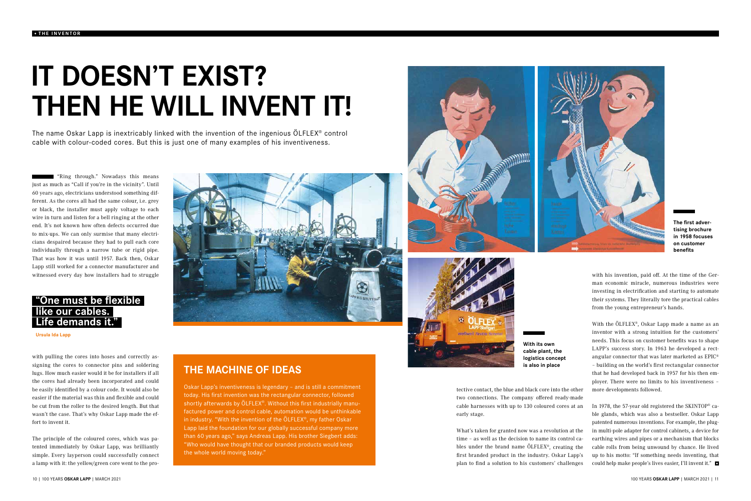# IT DOESN'T EXIST? THEN HE WILL INVENT IT!

The name Oskar Lapp is inextricably linked with the invention of the ingenious ÖLFLEX® control cable with colour-coded cores. But this is just one of many examples of his inventiveness.

"Ring through." Nowadays this means just as much as "Call if you're in the vicinity". Until 60 years ago, electricians understood something different. As the cores all had the same colour, i.e. grey or black, the installer must apply voltage to each wire in turn and listen for a bell ringing at the other end. It's not known how often defects occurred due to mix-ups. We can only surmise that many electricians despaired because they had to pull each core individually through a narrow tube or rigid pipe. That was how it was until 1957. Back then, Oskar Lapp still worked for a connector manufacturer and witnessed every day how installers had to struggle with pulling the cores into hoses and correctly assigning the cores to connector pins and soldering lugs. How much easier would it be for installers if all the cores had already been incorporated and could be easily identified by a colour code. It would also be easier if the material was thin and flexible and could be cut from the roller to the desired length. But that wasn't the case. That's why Oskar Lapp made the effort to invent it.

> **"One must be flexible like our cables. Life demands it."**
>
> Ursula Ida Lapp

The principle of the coloured cores, which was patented immediately by Oskar Lapp, was brilliantly simple. Every layperson could successfully connect a lamp with it: the yellow/green core went to the protective contact, the blue and black core into the other two connections. The company offered ready-made cable harnesses with up to 130 coloured cores at an early stage.

What's taken for granted now was a revolution at the time – as well as the decision to name its control cables under the brand name ÖLFLEX®, creating the first branded product in the industry. Oskar Lapp's plan to find a solution to his customers' challenges with his invention, paid off. At the time of the German economic miracle, numerous industries were investing in electrification and starting to automate their systems. They literally tore the practical cables from the young entrepreneur's hands.

With the ÖLFLEX®, Oskar Lapp made a name as an inventor with a strong intuition for the customers' needs. This focus on customer benefits was to shape LAPP's success story. In 1963 he developed a rectangular connector that was later marketed as EPIC® – building on the world's first rectangular connector that he had developed back in 1957 for his then employer. There were no limits to his inventiveness – more developments followed.

In 1978, the 57-year old registered the SKINTOP® cable glands, which was also a bestseller. Oskar Lapp patented numerous inventions. For example, the plug-in multi-pole adapter for control cabinets, a device for earthing wires and pipes or a mechanism that blocks cable rolls from being unwound by chance. He lived up to his motto: "If something needs inventing, that could help make people's lives easier, I'll invent it."

## THE MACHINE OF IDEAS

Oskar Lapp's inventiveness is legendary – and is still a commitment today. His first invention was the rectangular connector, followed shortly afterwards by ÖLFLEX®. Without this first industrially manufactured power and control cable, automation would be unthinkable in industry. "With the invention of the ÖLFLEX®, my father Oskar Lapp laid the foundation for our globally successful company more than 60 years ago," says Andreas Lapp. His brother Siegbert adds: "Who would have thought that our branded products would keep the whole world moving today."

The first advertising brochure in 1958 focuses on customer benefits

With its own cable plant, the logistics concept is also in place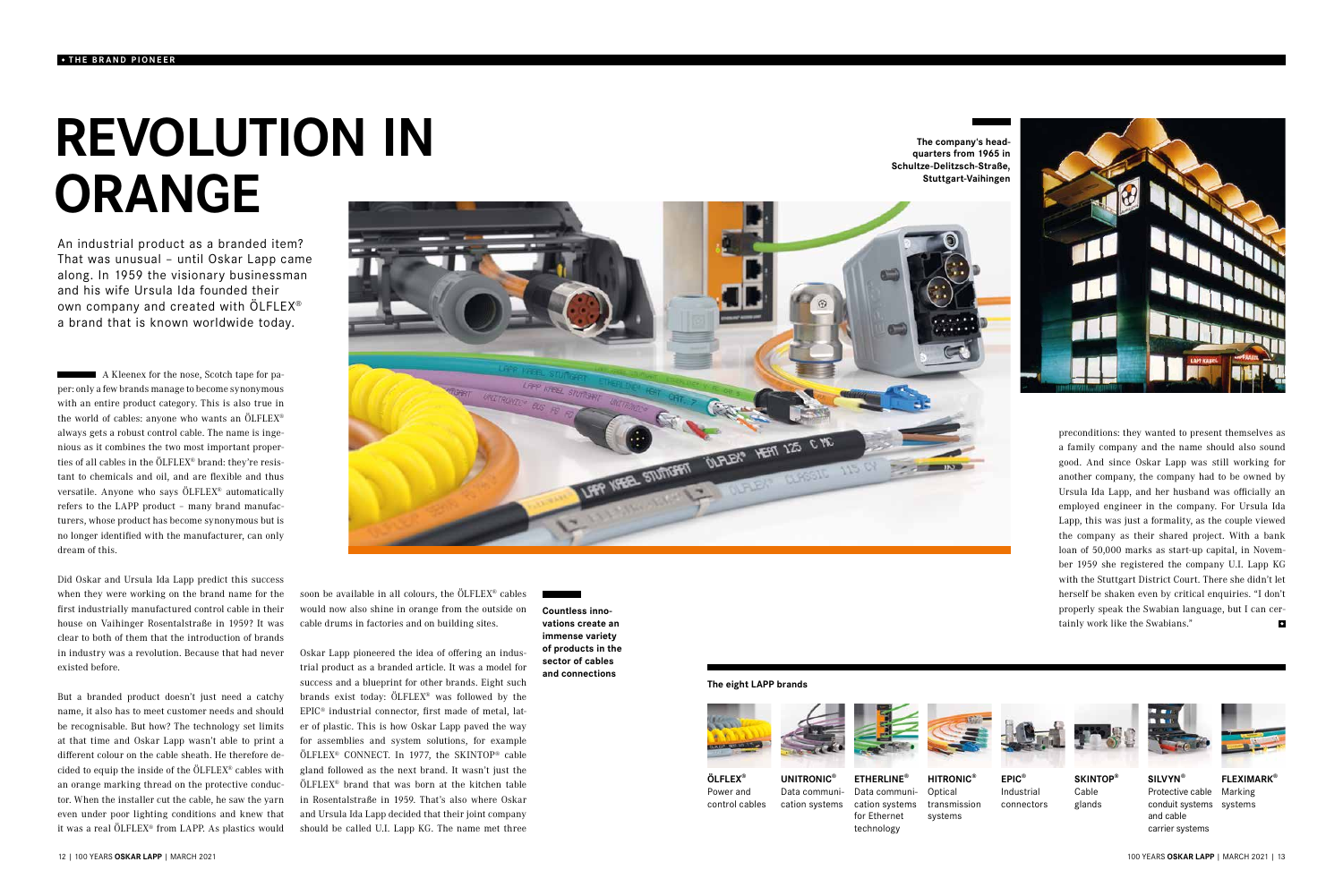• THE BRAND PIONEER

# REVOLUTION IN ORANGE

An industrial product as a branded item? That was unusual – until Oskar Lapp came along. In 1959 the visionary businessman and his wife Ursula Ida founded their own company and created with ÖLFLEX® a brand that is known worldwide today.

A Kleenex for the nose, Scotch tape for paper: only a few brands manage to become synonymous with an entire product category. This is also true in the world of cables: anyone who wants an ÖLFLEX® always gets a robust control cable. The name is ingenious as it combines the two most important properties of all cables in the ÖLFLEX® brand: they're resistant to chemicals and oil, and are flexible and thus versatile. Anyone who says ÖLFLEX® automatically refers to the LAPP product – many brand manufacturers, whose product has become synonymous but is no longer identified with the manufacturer, can only dream of this.

Did Oskar and Ursula Ida Lapp predict this success when they were working on the brand name for the first industrially manufactured control cable in their house on Vaihinger Rosentalstraße in 1959? It was clear to both of them that the introduction of brands in industry was a revolution. Because that had never existed before.

But a branded product doesn't just need a catchy name, it also has to meet customer needs and should be recognisable. But how? The technology set limits at that time and Oskar Lapp wasn't able to print a different colour on the cable sheath. He therefore decided to equip the inside of the ÖLFLEX® cables with an orange marking thread on the protective conductor. When the installer cut the cable, he saw the yarn even under poor lighting conditions and knew that it was a real ÖLFLEX® from LAPP. As plastics would soon be available in all colours, the ÖLFLEX® cables would now also shine in orange from the outside on cable drums in factories and on building sites.

Oskar Lapp pioneered the idea of offering an industrial product as a branded article. It was a model for success and a blueprint for other brands. Eight such brands exist today: ÖLFLEX® was followed by the EPIC® industrial connector, first made of metal, later of plastic. This is how Oskar Lapp paved the way for assemblies and system solutions, for example ÖLFLEX® CONNECT. In 1977, the SKINTOP® cable gland followed as the next brand. It wasn't just the ÖLFLEX® brand that was born at the kitchen table in Rosentalstraße in 1959. That's also where Oskar and Ursula Ida Lapp decided that their joint company should be called U.I. Lapp KG. The name met three preconditions: they wanted to present themselves as a family company and the name should also sound good. And since Oskar Lapp was still working for another company, the company had to be owned by Ursula Ida Lapp, and her husband was officially an employed engineer in the company. For Ursula Ida Lapp, this was just a formality, as the couple viewed the company as their shared project. With a bank loan of 50,000 marks as start-up capital, in November 1959 she registered the company U.I. Lapp KG with the Stuttgart District Court. There she didn't let herself be shaken even by critical enquiries. "I don't properly speak the Swabian language, but I can certainly work like the Swabians."

**Countless innovations create an immense variety of products in the sector of cables and connections**

**The company's headquarters from 1965 in Schultze-Delitzsch-Straße, Stuttgart-Vaihingen**

**The eight LAPP brands**

- **ÖLFLEX®** Power and control cables
- **UNITRONIC®** Data communication systems
- **ETHERLINE®** Data communication systems for Ethernet technology
- **HITRONIC®** Optical transmission systems
- **EPIC®** Industrial connectors
- **SKINTOP®** Cable glands
- **SILVYN®** Protective cable conduit systems and cable carrier systems
- **FLEXIMARK®** Marking systems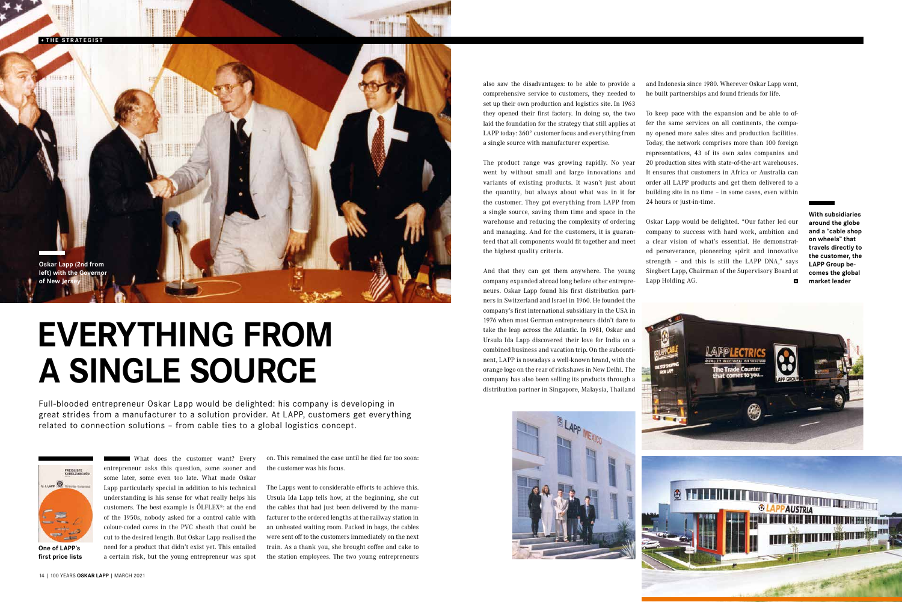Oskar Lapp (2nd from left) with the Governor of New Jersey

# EVERYTHING FROM A SINGLE SOURCE

Full-blooded entrepreneur Oskar Lapp would be delighted: his company is developing in great strides from a manufacturer to a solution provider. At LAPP, customers get everything related to connection solutions – from cable ties to a global logistics concept.

One of LAPP's first price lists

What does the customer want? Every entrepreneur asks this question, some sooner and some later, some even too late. What made Oskar Lapp particularly special in addition to his technical understanding is his sense for what really helps his customers. The best example is ÖLFLEX®: at the end of the 1950s, nobody asked for a control cable with colour-coded cores in the PVC sheath that could be cut to the desired length. But Oskar Lapp realised the need for a product that didn't exist yet. This entailed a certain risk, but the young entrepreneur was spot on. This remained the case until he died far too soon: the customer was his focus.

The Lapps went to considerable efforts to achieve this. Ursula Ida Lapp tells how, at the beginning, she cut the cables that had just been delivered by the manufacturer to the ordered lengths at the railway station in an unheated waiting room. Packed in bags, the cables were sent off to the customers immediately on the next train. As a thank you, she brought coffee and cake to the station employees. The two young entrepreneurs also saw the disadvantages: to be able to provide a comprehensive service to customers, they needed to set up their own production and logistics site. In 1963 they opened their first factory. In doing so, the two laid the foundation for the strategy that still applies at LAPP today: 360° customer focus and everything from a single source with manufacturer expertise.

The product range was growing rapidly. No year went by without small and large innovations and variants of existing products. It wasn't just about the quantity, but always about what was in it for the customer. They got everything from LAPP from a single source, saving them time and space in the warehouse and reducing the complexity of ordering and managing. And for the customers, it is guaranteed that all components would fit together and meet the highest quality criteria.

And that they can get them anywhere. The young company expanded abroad long before other entrepreneurs. Oskar Lapp found his first distribution partners in Switzerland and Israel in 1960. He founded the company's first international subsidiary in the USA in 1976 when most German entrepreneurs didn't dare to take the leap across the Atlantic. In 1981, Oskar and Ursula Ida Lapp discovered their love for India on a combined business and vacation trip. On the subcontinent, LAPP is nowadays a well-known brand, with the orange logo on the rear of rickshaws in New Delhi. The company has also been selling its products through a distribution partner in Singapore, Malaysia, Thailand and Indonesia since 1980. Wherever Oskar Lapp went, he built partnerships and found friends for life.

To keep pace with the expansion and be able to offer the same services on all continents, the company opened more sales sites and production facilities. Today, the network comprises more than 100 foreign representatives, 43 of its own sales companies and 20 production sites with state-of-the-art warehouses. It ensures that customers in Africa or Australia can order all LAPP products and get them delivered to a building site in no time – in some cases, even within 24 hours or just-in-time.

Oskar Lapp would be delighted. "Our father led our company to success with hard work, ambition and a clear vision of what's essential. He demonstrated perseverance, pioneering spirit and innovative strength – and this is still the LAPP DNA," says Siegbert Lapp, Chairman of the Supervisory Board at Lapp Holding AG.

**With subsidiaries around the globe and a "cable shop on wheels" that travels directly to the customer, the LAPP Group becomes the global market leader**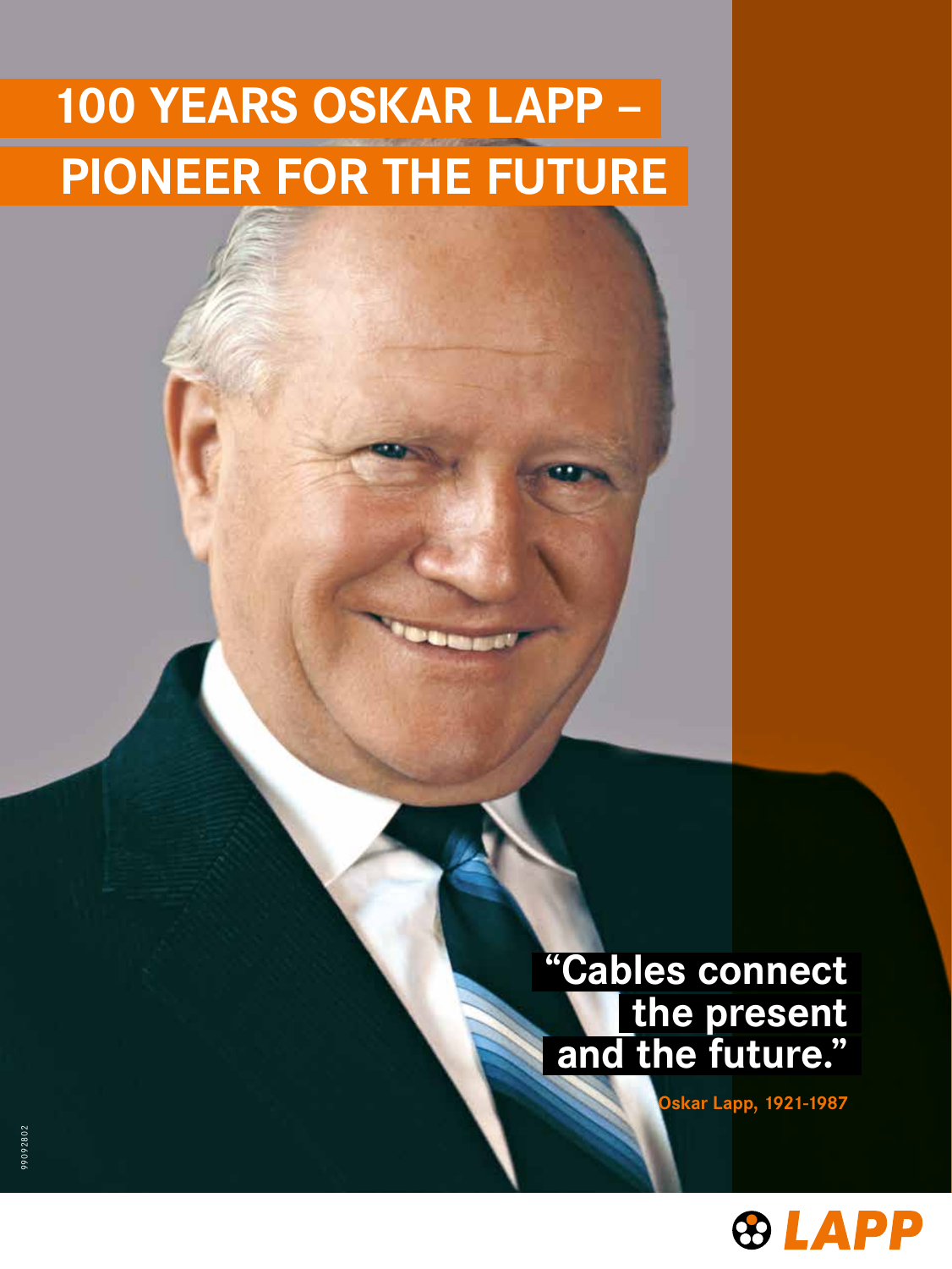# 100 YEARS OSKAR LAPP – PIONEER FOR THE FUTURE

**"Cables connect the present and the future."**

**Oskar Lapp, 1921-1987**

99092802

LAPP